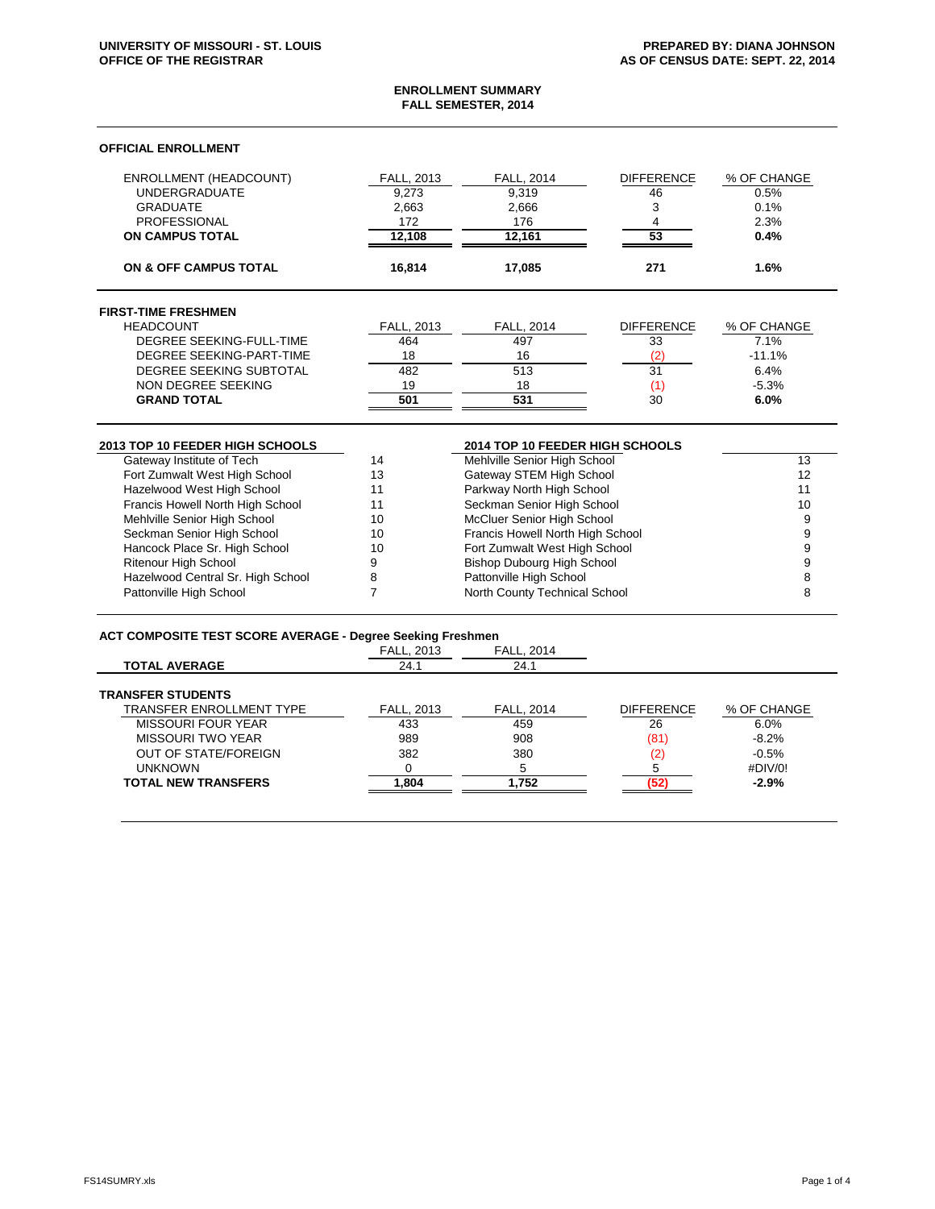UNIVERSITY OF MISSOURI - ST. LOUIS
OFFICE OF THE REGISTRAR

PREPARED BY: DIANA JOHNSON
AS OF CENSUS DATE: SEPT. 22, 2014

# ENROLLMENT SUMMARY
## FALL SEMESTER, 2014

### OFFICIAL ENROLLMENT

| ENROLLMENT (HEADCOUNT) | FALL, 2013 | FALL, 2014 | DIFFERENCE | % OF CHANGE |
|---|---|---|---|---|
| UNDERGRADUATE | 9,273 | 9,319 | 46 | 0.5% |
| GRADUATE | 2,663 | 2,666 | 3 | 0.1% |
| PROFESSIONAL | 172 | 176 | 4 | 2.3% |
| **ON CAMPUS TOTAL** | **12,108** | **12,161** | **53** | **0.4%** |
| **ON & OFF CAMPUS TOTAL** | **16,814** | **17,085** | **271** | **1.6%** |

### FIRST-TIME FRESHMEN

| HEADCOUNT | FALL, 2013 | FALL, 2014 | DIFFERENCE | % OF CHANGE |
|---|---|---|---|---|
| DEGREE SEEKING-FULL-TIME | 464 | 497 | 33 | 7.1% |
| DEGREE SEEKING-PART-TIME | 18 | 16 | (2) | -11.1% |
| DEGREE SEEKING SUBTOTAL | 482 | 513 | 31 | 6.4% |
| NON DEGREE SEEKING | 19 | 18 | (1) | -5.3% |
| **GRAND TOTAL** | **501** | **531** | 30 | **6.0%** |

| 2013 TOP 10 FEEDER HIGH SCHOOLS | | 2014 TOP 10 FEEDER HIGH SCHOOLS | |
|---|---|---|---|
| Gateway Institute of Tech | 14 | Mehlville Senior High School | 13 |
| Fort Zumwalt West High School | 13 | Gateway STEM High School | 12 |
| Hazelwood West High School | 11 | Parkway North High School | 11 |
| Francis Howell North High School | 11 | Seckman Senior High School | 10 |
| Mehlville Senior High School | 10 | McCluer Senior High School | 9 |
| Seckman Senior High School | 10 | Francis Howell North High School | 9 |
| Hancock Place Sr. High School | 10 | Fort Zumwalt West High School | 9 |
| Ritenour High School | 9 | Bishop Dubourg High School | 9 |
| Hazelwood Central Sr. High School | 8 | Pattonville High School | 8 |
| Pattonville High School | 7 | North County Technical School | 8 |

### ACT COMPOSITE TEST SCORE AVERAGE - Degree Seeking Freshmen

| | FALL, 2013 | FALL, 2014 |
|---|---|---|
| **TOTAL AVERAGE** | 24.1 | 24.1 |

### TRANSFER STUDENTS

| TRANSFER ENROLLMENT TYPE | FALL, 2013 | FALL, 2014 | DIFFERENCE | % OF CHANGE |
|---|---|---|---|---|
| MISSOURI FOUR YEAR | 433 | 459 | 26 | 6.0% |
| MISSOURI TWO YEAR | 989 | 908 | (81) | -8.2% |
| OUT OF STATE/FOREIGN | 382 | 380 | (2) | -0.5% |
| UNKNOWN | 0 | 5 | 5 | #DIV/0! |
| **TOTAL NEW TRANSFERS** | **1,804** | **1,752** | **(52)** | **-2.9%** |

FS14SUMRY.xls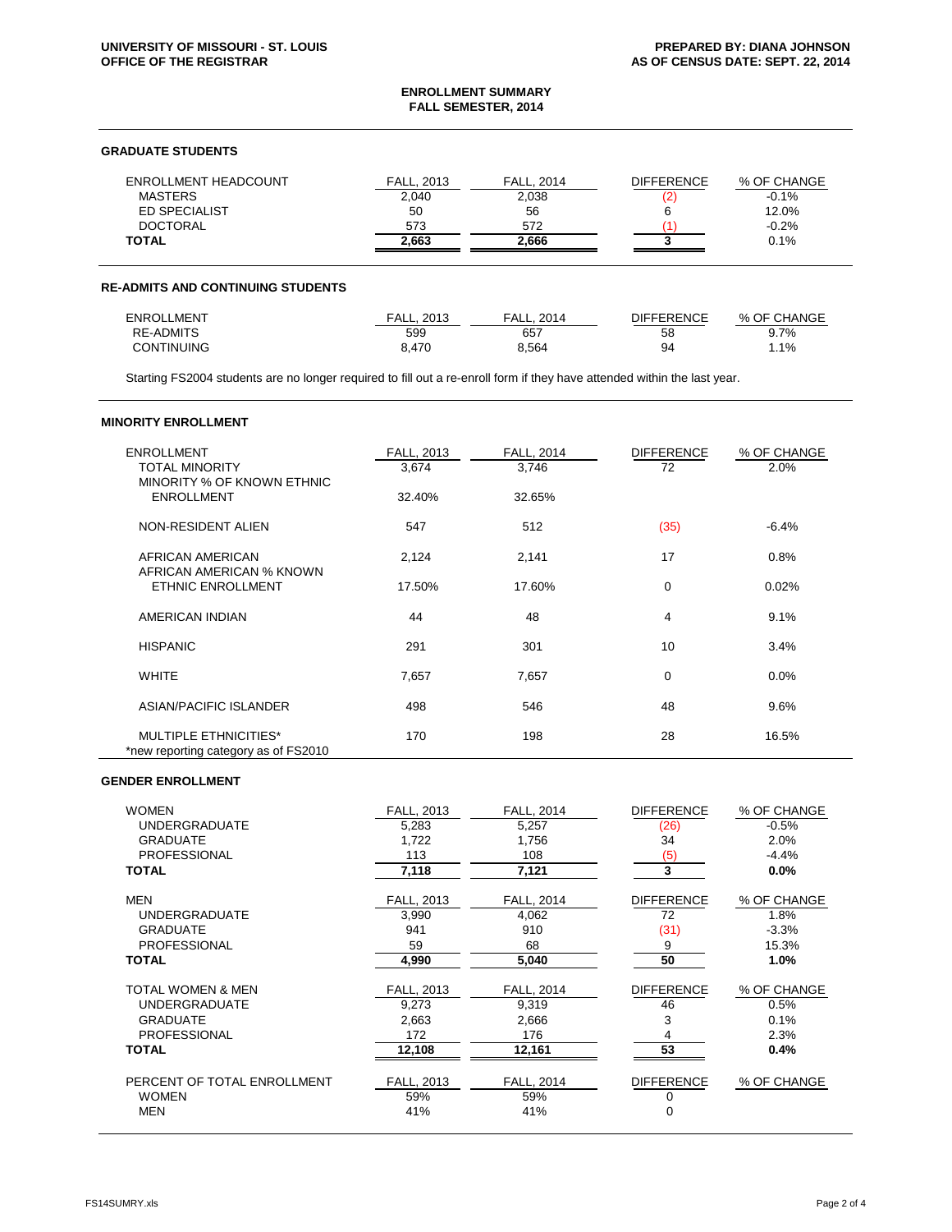UNIVERSITY OF MISSOURI - ST. LOUIS
OFFICE OF THE REGISTRAR

PREPARED BY: DIANA JOHNSON
AS OF CENSUS DATE: SEPT. 22, 2014

## ENROLLMENT SUMMARY
## FALL SEMESTER, 2014

### GRADUATE STUDENTS

| ENROLLMENT HEADCOUNT | FALL, 2013 | FALL, 2014 | DIFFERENCE | % OF CHANGE |
|---|---|---|---|---|
| MASTERS | 2,040 | 2,038 | (2) | -0.1% |
| ED SPECIALIST | 50 | 56 | 6 | 12.0% |
| DOCTORAL | 573 | 572 | (1) | -0.2% |
| **TOTAL** | **2,663** | **2,666** | **3** | 0.1% |

### RE-ADMITS AND CONTINUING STUDENTS

| ENROLLMENT | FALL, 2013 | FALL, 2014 | DIFFERENCE | % OF CHANGE |
|---|---|---|---|---|
| RE-ADMITS | 599 | 657 | 58 | 9.7% |
| CONTINUING | 8,470 | 8,564 | 94 | 1.1% |

Starting FS2004 students are no longer required to fill out a re-enroll form if they have attended within the last year.

### MINORITY ENROLLMENT

| ENROLLMENT | FALL, 2013 | FALL, 2014 | DIFFERENCE | % OF CHANGE |
|---|---|---|---|---|
| TOTAL MINORITY | 3,674 | 3,746 | 72 | 2.0% |
| MINORITY % OF KNOWN ETHNIC ENROLLMENT | 32.40% | 32.65% | | |
| NON-RESIDENT ALIEN | 547 | 512 | (35) | -6.4% |
| AFRICAN AMERICAN | 2,124 | 2,141 | 17 | 0.8% |
| AFRICAN AMERICAN % KNOWN ETHNIC ENROLLMENT | 17.50% | 17.60% | 0 | 0.02% |
| AMERICAN INDIAN | 44 | 48 | 4 | 9.1% |
| HISPANIC | 291 | 301 | 10 | 3.4% |
| WHITE | 7,657 | 7,657 | 0 | 0.0% |
| ASIAN/PACIFIC ISLANDER | 498 | 546 | 48 | 9.6% |
| MULTIPLE ETHNICITIES* | 170 | 198 | 28 | 16.5% |

*new reporting category as of FS2010

### GENDER ENROLLMENT

| WOMEN | FALL, 2013 | FALL, 2014 | DIFFERENCE | % OF CHANGE |
|---|---|---|---|---|
| UNDERGRADUATE | 5,283 | 5,257 | (26) | -0.5% |
| GRADUATE | 1,722 | 1,756 | 34 | 2.0% |
| PROFESSIONAL | 113 | 108 | (5) | -4.4% |
| **TOTAL** | **7,118** | **7,121** | **3** | **0.0%** |

| MEN | FALL, 2013 | FALL, 2014 | DIFFERENCE | % OF CHANGE |
|---|---|---|---|---|
| UNDERGRADUATE | 3,990 | 4,062 | 72 | 1.8% |
| GRADUATE | 941 | 910 | (31) | -3.3% |
| PROFESSIONAL | 59 | 68 | 9 | 15.3% |
| **TOTAL** | **4,990** | **5,040** | **50** | **1.0%** |

| TOTAL WOMEN & MEN | FALL, 2013 | FALL, 2014 | DIFFERENCE | % OF CHANGE |
|---|---|---|---|---|
| UNDERGRADUATE | 9,273 | 9,319 | 46 | 0.5% |
| GRADUATE | 2,663 | 2,666 | 3 | 0.1% |
| PROFESSIONAL | 172 | 176 | 4 | 2.3% |
| **TOTAL** | **12,108** | **12,161** | **53** | **0.4%** |

| PERCENT OF TOTAL ENROLLMENT | FALL, 2013 | FALL, 2014 | DIFFERENCE | % OF CHANGE |
|---|---|---|---|---|
| WOMEN | 59% | 59% | 0 | |
| MEN | 41% | 41% | 0 | |

FS14SUMRY.xls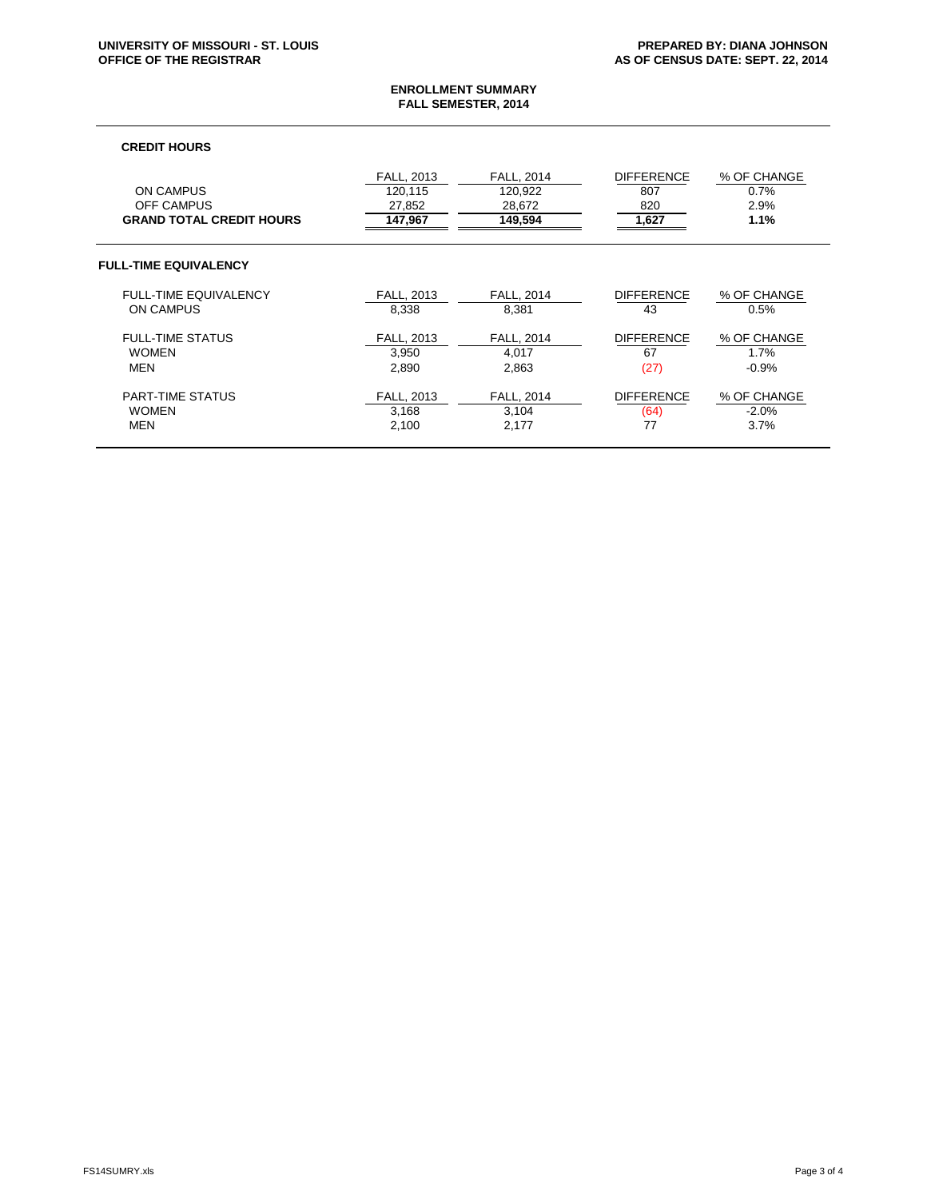UNIVERSITY OF MISSOURI - ST. LOUIS
OFFICE OF THE REGISTRAR

PREPARED BY: DIANA JOHNSON
AS OF CENSUS DATE: SEPT. 22, 2014

**ENROLLMENT SUMMARY**
**FALL SEMESTER, 2014**

### CREDIT HOURS

| | FALL, 2013 | FALL, 2014 | DIFFERENCE | % OF CHANGE |
|---|---|---|---|---|
| ON CAMPUS | 120,115 | 120,922 | 807 | 0.7% |
| OFF CAMPUS | 27,852 | 28,672 | 820 | 2.9% |
| **GRAND TOTAL CREDIT HOURS** | **147,967** | **149,594** | **1,627** | **1.1%** |

### FULL-TIME EQUIVALENCY

| FULL-TIME EQUIVALENCY | FALL, 2013 | FALL, 2014 | DIFFERENCE | % OF CHANGE |
|---|---|---|---|---|
| ON CAMPUS | 8,338 | 8,381 | 43 | 0.5% |

| FULL-TIME STATUS | FALL, 2013 | FALL, 2014 | DIFFERENCE | % OF CHANGE |
|---|---|---|---|---|
| WOMEN | 3,950 | 4,017 | 67 | 1.7% |
| MEN | 2,890 | 2,863 | (27) | -0.9% |

| PART-TIME STATUS | FALL, 2013 | FALL, 2014 | DIFFERENCE | % OF CHANGE |
|---|---|---|---|---|
| WOMEN | 3,168 | 3,104 | (64) | -2.0% |
| MEN | 2,100 | 2,177 | 77 | 3.7% |

FS14SUMRY.xls